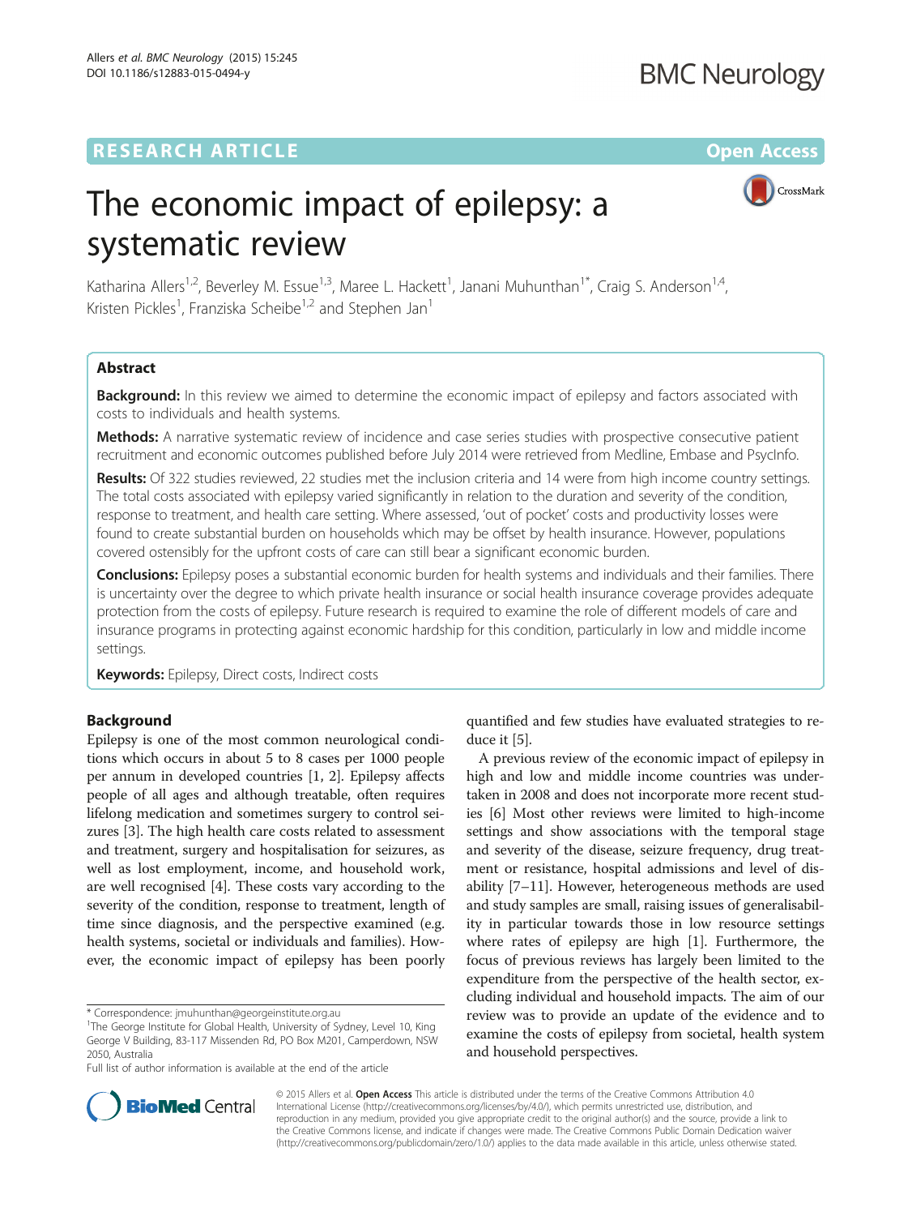RESEARCH ARTICLE

Open Access

# The economic impact of epilepsy: a systematic review

Katharina Allers[1,2], Beverley M. Essue[1,3], Maree L. Hackett[1], Janani Muhunthan[1*], Craig S. Anderson[1,4], Kristen Pickles[1], Franziska Scheibe[1,2] and Stephen Jan[1]

## Abstract

**Background:** In this review we aimed to determine the economic impact of epilepsy and factors associated with costs to individuals and health systems.

**Methods:** A narrative systematic review of incidence and case series studies with prospective consecutive patient recruitment and economic outcomes published before July 2014 were retrieved from Medline, Embase and PsycInfo.

**Results:** Of 322 studies reviewed, 22 studies met the inclusion criteria and 14 were from high income country settings. The total costs associated with epilepsy varied significantly in relation to the duration and severity of the condition, response to treatment, and health care setting. Where assessed, 'out of pocket' costs and productivity losses were found to create substantial burden on households which may be offset by health insurance. However, populations covered ostensibly for the upfront costs of care can still bear a significant economic burden.

**Conclusions:** Epilepsy poses a substantial economic burden for health systems and individuals and their families. There is uncertainty over the degree to which private health insurance or social health insurance coverage provides adequate protection from the costs of epilepsy. Future research is required to examine the role of different models of care and insurance programs in protecting against economic hardship for this condition, particularly in low and middle income settings.

**Keywords:** Epilepsy, Direct costs, Indirect costs

## Background

Epilepsy is one of the most common neurological conditions which occurs in about 5 to 8 cases per 1000 people per annum in developed countries [1, 2]. Epilepsy affects people of all ages and although treatable, often requires lifelong medication and sometimes surgery to control seizures [3]. The high health care costs related to assessment and treatment, surgery and hospitalisation for seizures, as well as lost employment, income, and household work, are well recognised [4]. These costs vary according to the severity of the condition, response to treatment, length of time since diagnosis, and the perspective examined (e.g. health systems, societal or individuals and families). However, the economic impact of epilepsy has been poorly quantified and few studies have evaluated strategies to reduce it [5].

A previous review of the economic impact of epilepsy in high and low and middle income countries was undertaken in 2008 and does not incorporate more recent studies [6] Most other reviews were limited to high-income settings and show associations with the temporal stage and severity of the disease, seizure frequency, drug treatment or resistance, hospital admissions and level of disability [7–11]. However, heterogeneous methods are used and study samples are small, raising issues of generalisability in particular towards those in low resource settings where rates of epilepsy are high [1]. Furthermore, the focus of previous reviews has largely been limited to the expenditure from the perspective of the health sector, excluding individual and household impacts. The aim of our review was to provide an update of the evidence and to examine the costs of epilepsy from societal, health system and household perspectives.

* Correspondence: jmuhunthan@georgeinstitute.org.au
[1]The George Institute for Global Health, University of Sydney, Level 10, King George V Building, 83-117 Missenden Rd, PO Box M201, Camperdown, NSW 2050, Australia
Full list of author information is available at the end of the article

© 2015 Allers et al. **Open Access** This article is distributed under the terms of the Creative Commons Attribution 4.0 International License (http://creativecommons.org/licenses/by/4.0/), which permits unrestricted use, distribution, and reproduction in any medium, provided you give appropriate credit to the original author(s) and the source, provide a link to the Creative Commons license, and indicate if changes were made. The Creative Commons Public Domain Dedication waiver (http://creativecommons.org/publicdomain/zero/1.0/) applies to the data made available in this article, unless otherwise stated.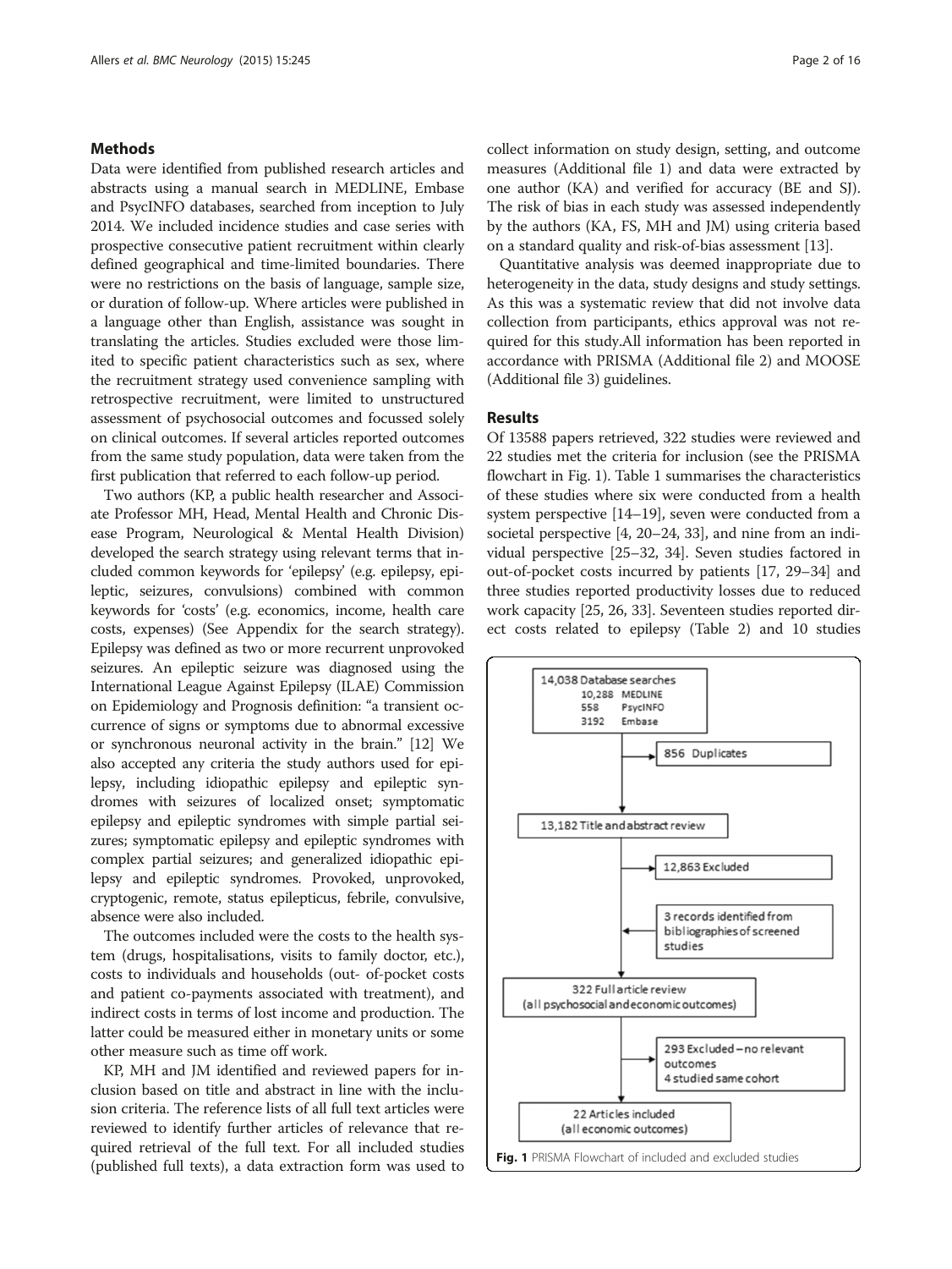## Methods

Data were identified from published research articles and abstracts using a manual search in MEDLINE, Embase and PsycINFO databases, searched from inception to July 2014. We included incidence studies and case series with prospective consecutive patient recruitment within clearly defined geographical and time-limited boundaries. There were no restrictions on the basis of language, sample size, or duration of follow-up. Where articles were published in a language other than English, assistance was sought in translating the articles. Studies excluded were those limited to specific patient characteristics such as sex, where the recruitment strategy used convenience sampling with retrospective recruitment, were limited to unstructured assessment of psychosocial outcomes and focussed solely on clinical outcomes. If several articles reported outcomes from the same study population, data were taken from the first publication that referred to each follow-up period.

Two authors (KP, a public health researcher and Associate Professor MH, Head, Mental Health and Chronic Disease Program, Neurological & Mental Health Division) developed the search strategy using relevant terms that included common keywords for 'epilepsy' (e.g. epilepsy, epileptic, seizures, convulsions) combined with common keywords for 'costs' (e.g. economics, income, health care costs, expenses) (See Appendix for the search strategy). Epilepsy was defined as two or more recurrent unprovoked seizures. An epileptic seizure was diagnosed using the International League Against Epilepsy (ILAE) Commission on Epidemiology and Prognosis definition: "a transient occurrence of signs or symptoms due to abnormal excessive or synchronous neuronal activity in the brain." [12] We also accepted any criteria the study authors used for epilepsy, including idiopathic epilepsy and epileptic syndromes with seizures of localized onset; symptomatic epilepsy and epileptic syndromes with simple partial seizures; symptomatic epilepsy and epileptic syndromes with complex partial seizures; and generalized idiopathic epilepsy and epileptic syndromes. Provoked, unprovoked, cryptogenic, remote, status epilepticus, febrile, convulsive, absence were also included.

The outcomes included were the costs to the health system (drugs, hospitalisations, visits to family doctor, etc.), costs to individuals and households (out- of-pocket costs and patient co-payments associated with treatment), and indirect costs in terms of lost income and production. The latter could be measured either in monetary units or some other measure such as time off work.

KP, MH and JM identified and reviewed papers for inclusion based on title and abstract in line with the inclusion criteria. The reference lists of all full text articles were reviewed to identify further articles of relevance that required retrieval of the full text. For all included studies (published full texts), a data extraction form was used to collect information on study design, setting, and outcome measures (Additional file 1) and data were extracted by one author (KA) and verified for accuracy (BE and SJ). The risk of bias in each study was assessed independently by the authors (KA, FS, MH and JM) using criteria based on a standard quality and risk-of-bias assessment [13].

Quantitative analysis was deemed inappropriate due to heterogeneity in the data, study designs and study settings. As this was a systematic review that did not involve data collection from participants, ethics approval was not required for this study.All information has been reported in accordance with PRISMA (Additional file 2) and MOOSE (Additional file 3) guidelines.

## Results

Of 13588 papers retrieved, 322 studies were reviewed and 22 studies met the criteria for inclusion (see the PRISMA flowchart in Fig. 1). Table 1 summarises the characteristics of these studies where six were conducted from a health system perspective [14–19], seven were conducted from a societal perspective [4, 20–24, 33], and nine from an individual perspective [25–32, 34]. Seven studies factored in out-of-pocket costs incurred by patients [17, 29–34] and three studies reported productivity losses due to reduced work capacity [25, 26, 33]. Seventeen studies reported direct costs related to epilepsy (Table 2) and 10 studies

14,038 Database searches
10,288 MEDLINE
558 PsycINFO
3192 Embase

856 Duplicates

13,182 Title and abstract review

12,863 Excluded

3 records identified from bibliographies of screened studies

322 Full article review
(all psychosocial and economic outcomes)

293 Excluded – no relevant outcomes
4 studied same cohort

22 Articles included
(all economic outcomes)

**Fig. 1** PRISMA Flowchart of included and excluded studies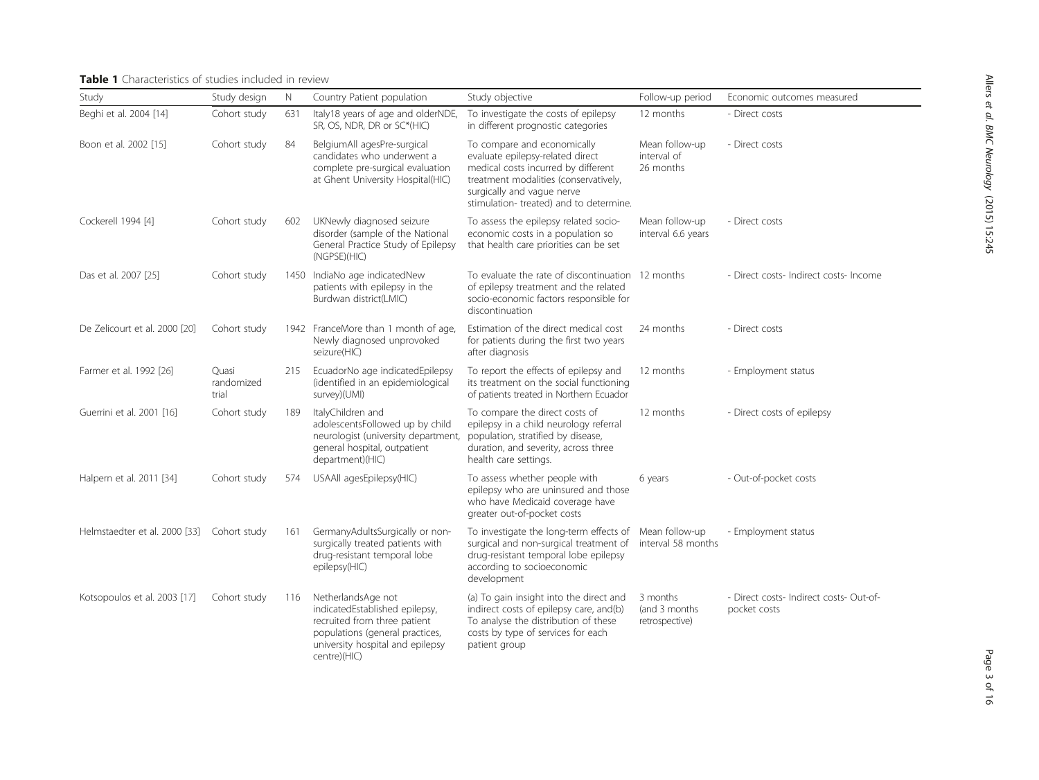**Table 1** Characteristics of studies included in review

| Study | Study design | N | Country Patient population | Study objective | Follow-up period | Economic outcomes measured |
|---|---|---|---|---|---|---|
| Beghi et al. 2004 [14] | Cohort study | 631 | Italy18 years of age and olderNDE, SR, OS, NDR, DR or SC*(HIC) | To investigate the costs of epilepsy in different prognostic categories | 12 months | - Direct costs |
| Boon et al. 2002 [15] | Cohort study | 84 | BelgiumAll agesPre-surgical candidates who underwent a complete pre-surgical evaluation at Ghent University Hospital(HIC) | To compare and economically evaluate epilepsy-related direct medical costs incurred by different treatment modalities (conservatively, surgically and vague nerve stimulation- treated) and to determine. | Mean follow-up interval of 26 months | - Direct costs |
| Cockerell 1994 [4] | Cohort study | 602 | UKNewly diagnosed seizure disorder (sample of the National General Practice Study of Epilepsy (NGPSE)(HIC) | To assess the epilepsy related socio-economic costs in a population so that health care priorities can be set | Mean follow-up interval 6.6 years | - Direct costs |
| Das et al. 2007 [25] | Cohort study | 1450 | IndiaNo age indicatedNew patients with epilepsy in the Burdwan district(LMIC) | To evaluate the rate of discontinuation of epilepsy treatment and the related socio-economic factors responsible for discontinuation | 12 months | - Direct costs- Indirect costs- Income |
| De Zelicourt et al. 2000 [20] | Cohort study | 1942 | FranceMore than 1 month of age, Newly diagnosed unprovoked seizure(HIC) | Estimation of the direct medical cost for patients during the first two years after diagnosis | 24 months | - Direct costs |
| Farmer et al. 1992 [26] | Quasi randomized trial | 215 | EcuadorNo age indicatedEpilepsy (identified in an epidemiological survey)(UMI) | To report the effects of epilepsy and its treatment on the social functioning of patients treated in Northern Ecuador | 12 months | - Employment status |
| Guerrini et al. 2001 [16] | Cohort study | 189 | ItalyChildren and adolescentsFollowed up by child neurologist (university department, general hospital, outpatient department)(HIC) | To compare the direct costs of epilepsy in a child neurology referral population, stratified by disease, duration, and severity, across three health care settings. | 12 months | - Direct costs of epilepsy |
| Halpern et al. 2011 [34] | Cohort study | 574 | USAAll agesEpilepsy(HIC) | To assess whether people with epilepsy who are uninsured and those who have Medicaid coverage have greater out-of-pocket costs | 6 years | - Out-of-pocket costs |
| Helmstaedter et al. 2000 [33] | Cohort study | 161 | GermanyAdultsSurgically or non-surgically treated patients with drug-resistant temporal lobe epilepsy(HIC) | To investigate the long-term effects of surgical and non-surgical treatment of drug-resistant temporal lobe epilepsy according to socioeconomic development | Mean follow-up interval 58 months | - Employment status |
| Kotsopoulos et al. 2003 [17] | Cohort study | 116 | NetherlandsAge not indicatedEstablished epilepsy, recruited from three patient populations (general practices, university hospital and epilepsy centre)(HIC) | (a) To gain insight into the direct and indirect costs of epilepsy care, and(b) To analyse the distribution of these costs by type of services for each patient group | 3 months (and 3 months retrospective) | - Direct costs- Indirect costs- Out-of-pocket costs |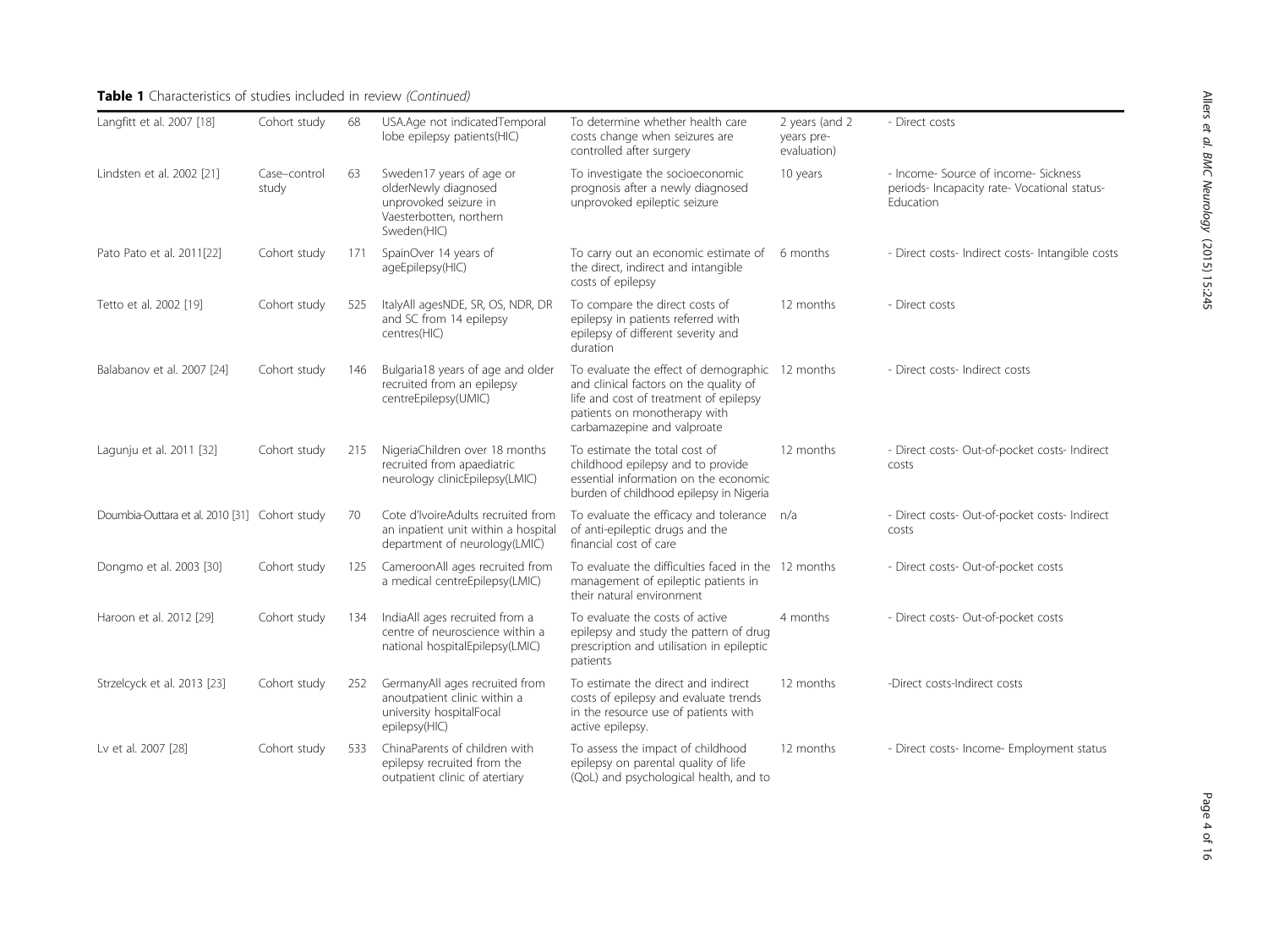**Table 1** Characteristics of studies included in review *(Continued)*

| | | | | | | |
|---|---|---|---|---|---|---|
| Langfitt et al. 2007 [18] | Cohort study | 68 | USA.Age not indicatedTemporal lobe epilepsy patients(HIC) | To determine whether health care costs change when seizures are controlled after surgery | 2 years (and 2 years pre-evaluation) | - Direct costs |
| Lindsten et al. 2002 [21] | Case–control study | 63 | Sweden17 years of age or olderNewly diagnosed unprovoked seizure in Vaesterbotten, northern Sweden(HIC) | To investigate the socioeconomic prognosis after a newly diagnosed unprovoked epileptic seizure | 10 years | - Income- Source of income- Sickness periods- Incapacity rate- Vocational status- Education |
| Pato Pato et al. 2011[22] | Cohort study | 171 | SpainOver 14 years of ageEpilepsy(HIC) | To carry out an economic estimate of the direct, indirect and intangible costs of epilepsy | 6 months | - Direct costs- Indirect costs- Intangible costs |
| Tetto et al. 2002 [19] | Cohort study | 525 | ItalyAll agesNDE, SR, OS, NDR, DR and SC from 14 epilepsy centres(HIC) | To compare the direct costs of epilepsy in patients referred with epilepsy of different severity and duration | 12 months | - Direct costs |
| Balabanov et al. 2007 [24] | Cohort study | 146 | Bulgaria18 years of age and older recruited from an epilepsy centreEpilepsy(UMIC) | To evaluate the effect of demographic and clinical factors on the quality of life and cost of treatment of epilepsy patients on monotherapy with carbamazepine and valproate | 12 months | - Direct costs- Indirect costs |
| Lagunju et al. 2011 [32] | Cohort study | 215 | NigeriaChildren over 18 months recruited from apaediatric neurology clinicEpilepsy(LMIC) | To estimate the total cost of childhood epilepsy and to provide essential information on the economic burden of childhood epilepsy in Nigeria | 12 months | - Direct costs- Out-of-pocket costs- Indirect costs |
| Doumbia-Outtara et al. 2010 [31] | Cohort study | 70 | Cote d'IvoireAdults recruited from an inpatient unit within a hospital department of neurology(LMIC) | To evaluate the efficacy and tolerance of anti-epileptic drugs and the financial cost of care | n/a | - Direct costs- Out-of-pocket costs- Indirect costs |
| Dongmo et al. 2003 [30] | Cohort study | 125 | CameroonAll ages recruited from a medical centreEpilepsy(LMIC) | To evaluate the difficulties faced in the management of epileptic patients in their natural environment | 12 months | - Direct costs- Out-of-pocket costs |
| Haroon et al. 2012 [29] | Cohort study | 134 | IndiaAll ages recruited from a centre of neuroscience within a national hospitalEpilepsy(LMIC) | To evaluate the costs of active epilepsy and study the pattern of drug prescription and utilisation in epileptic patients | 4 months | - Direct costs- Out-of-pocket costs |
| Strzelcyck et al. 2013 [23] | Cohort study | 252 | GermanyAll ages recruited from anoutpatient clinic within a university hospitalFocal epilepsy(HIC) | To estimate the direct and indirect costs of epilepsy and evaluate trends in the resource use of patients with active epilepsy. | 12 months | -Direct costs-Indirect costs |
| Lv et al. 2007 [28] | Cohort study | 533 | ChinaParents of children with epilepsy recruited from the outpatient clinic of atertiary | To assess the impact of childhood epilepsy on parental quality of life (QoL) and psychological health, and to | 12 months | - Direct costs- Income- Employment status |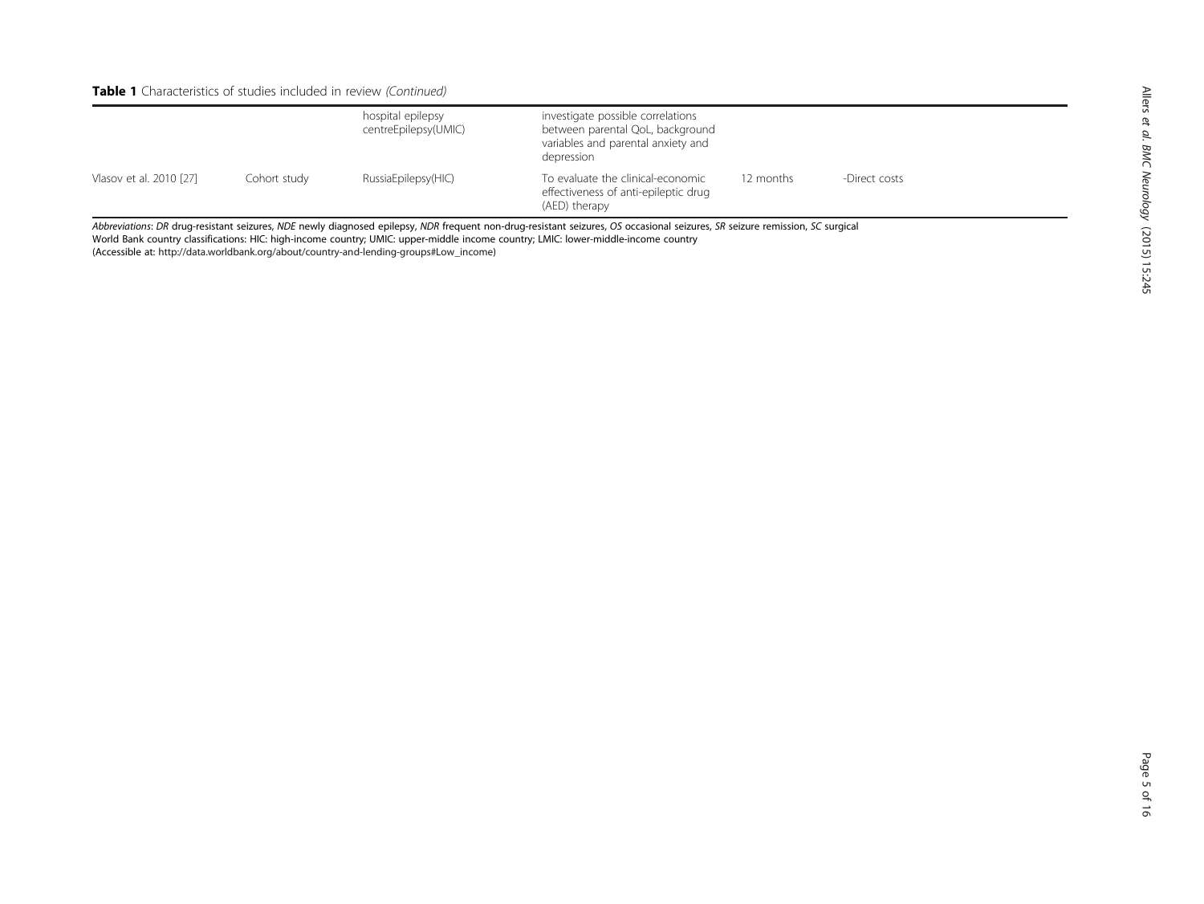**Table 1** Characteristics of studies included in review *(Continued)*

| | | | | | |
|---|---|---|---|---|---|
| | | hospital epilepsy centreEpilepsy(UMIC) | investigate possible correlations between parental QoL, background variables and parental anxiety and depression | | |
| Vlasov et al. 2010 [27] | Cohort study | RussiaEpilepsy(HIC) | To evaluate the clinical-economic effectiveness of anti-epileptic drug (AED) therapy | 12 months | -Direct costs |

*Abbreviations*: *DR* drug-resistant seizures, *NDE* newly diagnosed epilepsy, *NDR* frequent non-drug-resistant seizures, *OS* occasional seizures, *SR* seizure remission, *SC* surgical

World Bank country classifications: HIC: high-income country; UMIC: upper-middle income country; LMIC: lower-middle-income country

(Accessible at: http://data.worldbank.org/about/country-and-lending-groups#Low_income)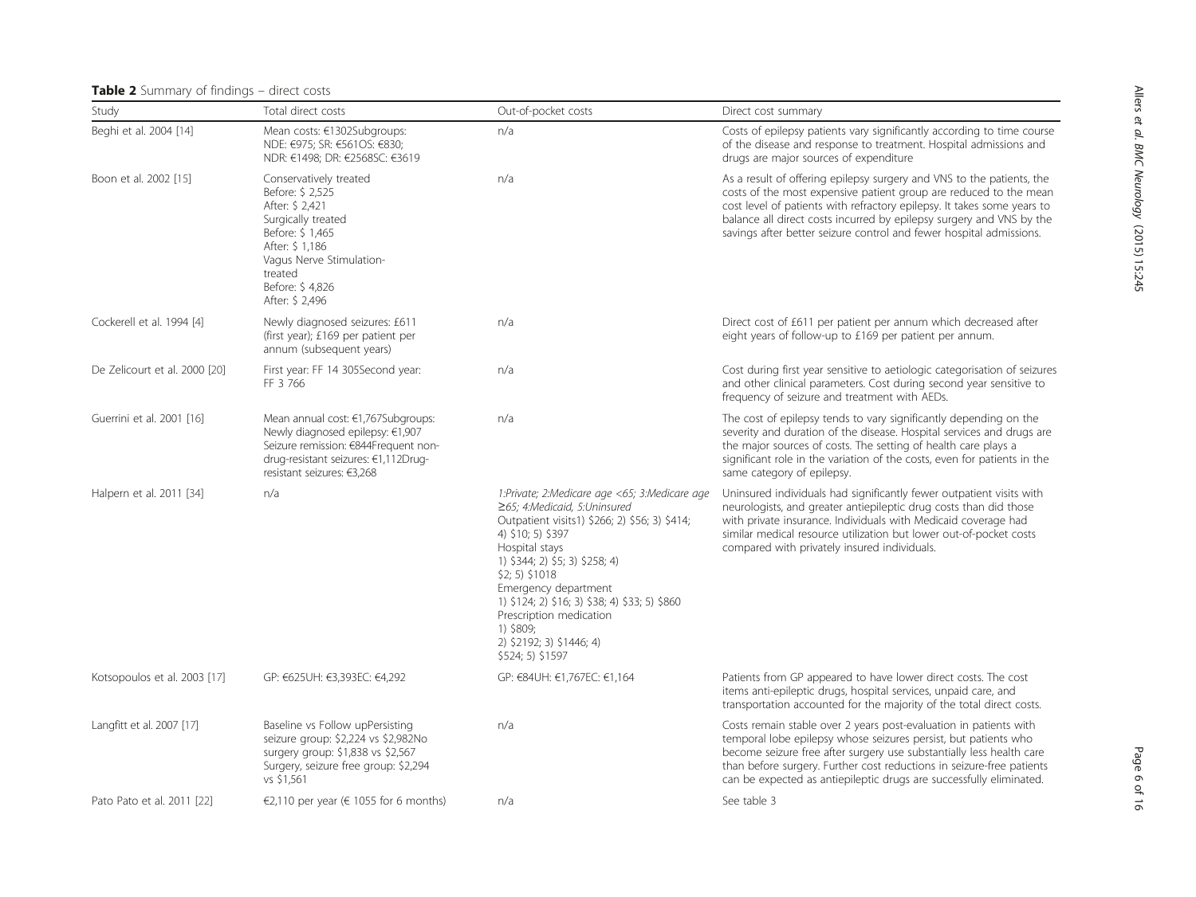**Table 2** Summary of findings – direct costs

| Study | Total direct costs | Out-of-pocket costs | Direct cost summary |
|---|---|---|---|
| Beghi et al. 2004 [14] | Mean costs: €1302Subgroups: NDE: €975; SR: €561OS: €830; NDR: €1498; DR: €2568SC: €3619 | n/a | Costs of epilepsy patients vary significantly according to time course of the disease and response to treatment. Hospital admissions and drugs are major sources of expenditure |
| Boon et al. 2002 [15] | Conservatively treated Before: $ 2,525 After: $ 2,421 Surgically treated Before: $ 1,465 After: $ 1,186 Vagus Nerve Stimulation-treated Before: $ 4,826 After: $ 2,496 | n/a | As a result of offering epilepsy surgery and VNS to the patients, the costs of the most expensive patient group are reduced to the mean cost level of patients with refractory epilepsy. It takes some years to balance all direct costs incurred by epilepsy surgery and VNS by the savings after better seizure control and fewer hospital admissions. |
| Cockerell et al. 1994 [4] | Newly diagnosed seizures: £611 (first year); £169 per patient per annum (subsequent years) | n/a | Direct cost of £611 per patient per annum which decreased after eight years of follow-up to £169 per patient per annum. |
| De Zelicourt et al. 2000 [20] | First year: FF 14 305Second year: FF 3 766 | n/a | Cost during first year sensitive to aetiologic categorisation of seizures and other clinical parameters. Cost during second year sensitive to frequency of seizure and treatment with AEDs. |
| Guerrini et al. 2001 [16] | Mean annual cost: €1,767Subgroups: Newly diagnosed epilepsy: €1,907 Seizure remission: €844Frequent non-drug-resistant seizures: €1,112Drug-resistant seizures: €3,268 | n/a | The cost of epilepsy tends to vary significantly depending on the severity and duration of the disease. Hospital services and drugs are the major sources of costs. The setting of health care plays a significant role in the variation of the costs, even for patients in the same category of epilepsy. |
| Halpern et al. 2011 [34] | n/a | *1:Private; 2:Medicare age <65; 3:Medicare age ≥65; 4:Medicaid, 5:Uninsured* Outpatient visits1) $266; 2) $56; 3) $414; 4) $10; 5) $397 Hospital stays 1) $344; 2) $5; 3) $258; 4) $2; 5) $1018 Emergency department 1) $124; 2) $16; 3) $38; 4) $33; 5) $860 Prescription medication 1) $809; 2) $2192; 3) $1446; 4) $524; 5) $1597 | Uninsured individuals had significantly fewer outpatient visits with neurologists, and greater antiepileptic drug costs than did those with private insurance. Individuals with Medicaid coverage had similar medical resource utilization but lower out-of-pocket costs compared with privately insured individuals. |
| Kotsopoulos et al. 2003 [17] | GP: €625UH: €3,393EC: €4,292 | GP: €84UH: €1,767EC: €1,164 | Patients from GP appeared to have lower direct costs. The cost items anti-epileptic drugs, hospital services, unpaid care, and transportation accounted for the majority of the total direct costs. |
| Langfitt et al. 2007 [17] | Baseline vs Follow upPersisting seizure group: $2,224 vs $2,982No surgery group: $1,838 vs $2,567 Surgery, seizure free group: $2,294 vs $1,561 | n/a | Costs remain stable over 2 years post-evaluation in patients with temporal lobe epilepsy whose seizures persist, but patients who become seizure free after surgery use substantially less health care than before surgery. Further cost reductions in seizure-free patients can be expected as antiepileptic drugs are successfully eliminated. |
| Pato Pato et al. 2011 [22] | €2,110 per year (€ 1055 for 6 months) | n/a | See table 3 |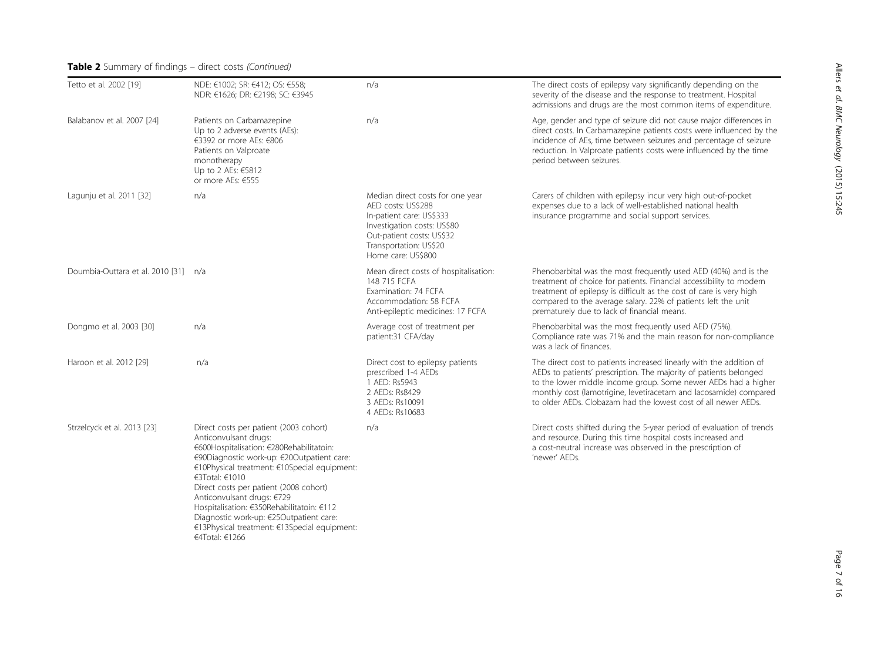**Table 2** Summary of findings – direct costs *(Continued)*

| | | | |
|---|---|---|---|
| Tetto et al. 2002 [19] | NDE: €1002; SR: €412; OS: €558; NDR: €1626; DR: €2198; SC: €3945 | n/a | The direct costs of epilepsy vary significantly depending on the severity of the disease and the response to treatment. Hospital admissions and drugs are the most common items of expenditure. |
| Balabanov et al. 2007 [24] | Patients on Carbamazepine Up to 2 adverse events (AEs): €3392 or more AEs: €806 Patients on Valproate monotherapy Up to 2 AEs: €5812 or more AEs: €555 | n/a | Age, gender and type of seizure did not cause major differences in direct costs. In Carbamazepine patients costs were influenced by the incidence of AEs, time between seizures and percentage of seizure reduction. In Valproate patients costs were influenced by the time period between seizures. |
| Lagunju et al. 2011 [32] | n/a | Median direct costs for one year AED costs: US$288 In-patient care: US$333 Investigation costs: US$80 Out-patient costs: US$32 Transportation: US$20 Home care: US$800 | Carers of children with epilepsy incur very high out-of-pocket expenses due to a lack of well-established national health insurance programme and social support services. |
| Doumbia-Outtara et al. 2010 [31] | n/a | Mean direct costs of hospitalisation: 148 715 FCFA Examination: 74 FCFA Accommodation: 58 FCFA Anti-epileptic medicines: 17 FCFA | Phenobarbital was the most frequently used AED (40%) and is the treatment of choice for patients. Financial accessibility to modern treatment of epilepsy is difficult as the cost of care is very high compared to the average salary. 22% of patients left the unit prematurely due to lack of financial means. |
| Dongmo et al. 2003 [30] | n/a | Average cost of treatment per patient:31 CFA/day | Phenobarbital was the most frequently used AED (75%). Compliance rate was 71% and the main reason for non-compliance was a lack of finances. |
| Haroon et al. 2012 [29] | n/a | Direct cost to epilepsy patients prescribed 1-4 AEDs 1 AED: Rs5943 2 AEDs: Rs8429 3 AEDs: Rs10091 4 AEDs: Rs10683 | The direct cost to patients increased linearly with the addition of AEDs to patients' prescription. The majority of patients belonged to the lower middle income group. Some newer AEDs had a higher monthly cost (lamotrigine, levetiracetam and lacosamide) compared to older AEDs. Clobazam had the lowest cost of all newer AEDs. |
| Strzelcyck et al. 2013 [23] | Direct costs per patient (2003 cohort) Anticonvulsant drugs: €600Hospitalisation: €280Rehabilitatoin: €90Diagnostic work-up: €20Outpatient care: €10Physical treatment: €10Special equipment: €3Total: €1010 Direct costs per patient (2008 cohort) Anticonvulsant drugs: €729 Hospitalisation: €350Rehabilitatoin: €112 Diagnostic work-up: €25Outpatient care: €13Physical treatment: €13Special equipment: €4Total: €1266 | n/a | Direct costs shifted during the 5-year period of evaluation of trends and resource. During this time hospital costs increased and a cost-neutral increase was observed in the prescription of 'newer' AEDs. |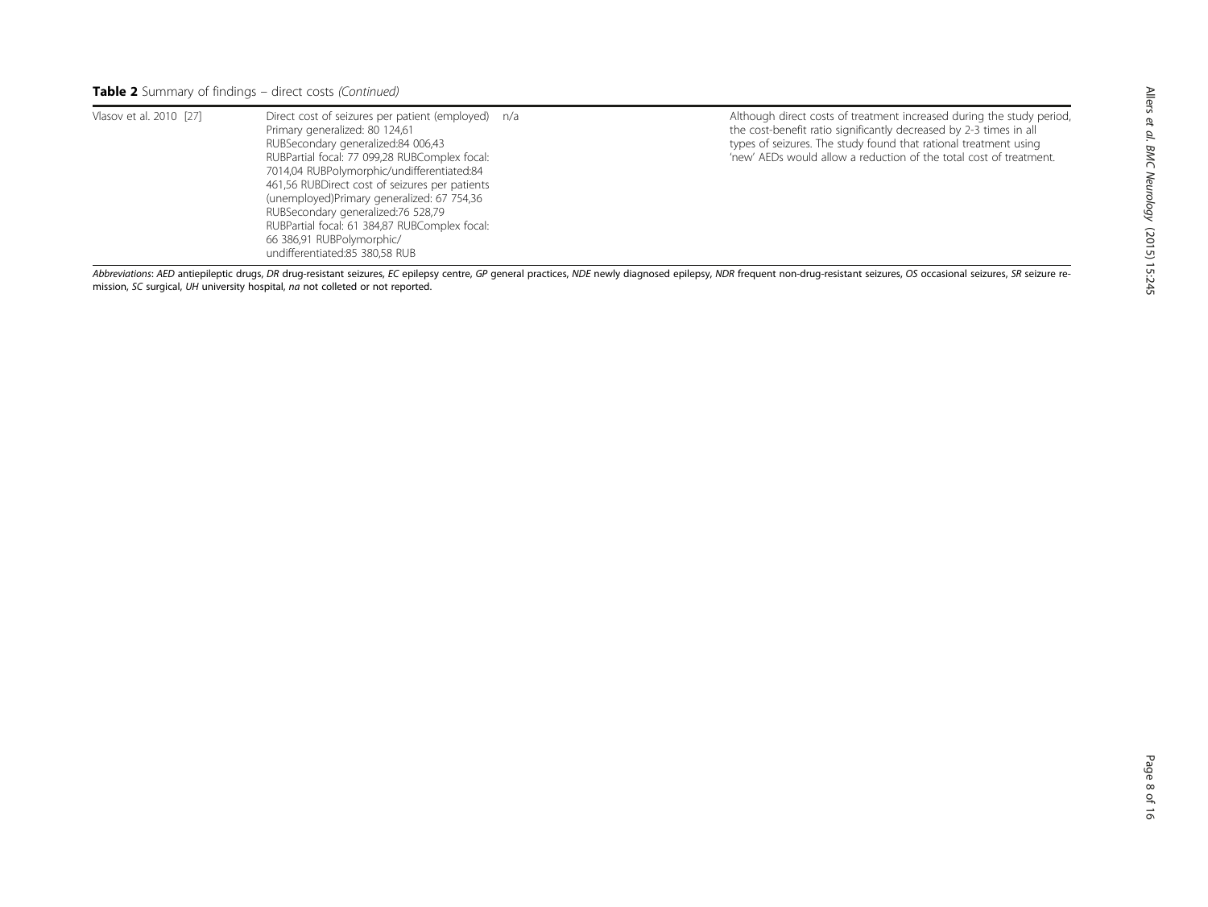**Table 2** Summary of findings – direct costs *(Continued)*

| | | | |
|---|---|---|---|
| Vlasov et al. 2010 [27] | Direct cost of seizures per patient (employed) Primary generalized: 80 124,61 RUBSecondary generalized:84 006,43 RUBPartial focal: 77 099,28 RUBComplex focal: 7014,04 RUBPolymorphic/undifferentiated:84 461,56 RUBDirect cost of seizures per patients (unemployed)Primary generalized: 67 754,36 RUBSecondary generalized:76 528,79 RUBPartial focal: 61 384,87 RUBComplex focal: 66 386,91 RUBPolymorphic/ undifferentiated:85 380,58 RUB | n/a | Although direct costs of treatment increased during the study period, the cost-benefit ratio significantly decreased by 2-3 times in all types of seizures. The study found that rational treatment using 'new' AEDs would allow a reduction of the total cost of treatment. |

*Abbreviations*: *AED* antiepileptic drugs, *DR* drug-resistant seizures, *EC* epilepsy centre, *GP* general practices, *NDE* newly diagnosed epilepsy, *NDR* frequent non-drug-resistant seizures, *OS* occasional seizures, *SR* seizure remission, *SC* surgical, *UH* university hospital, *na* not colleted or not reported.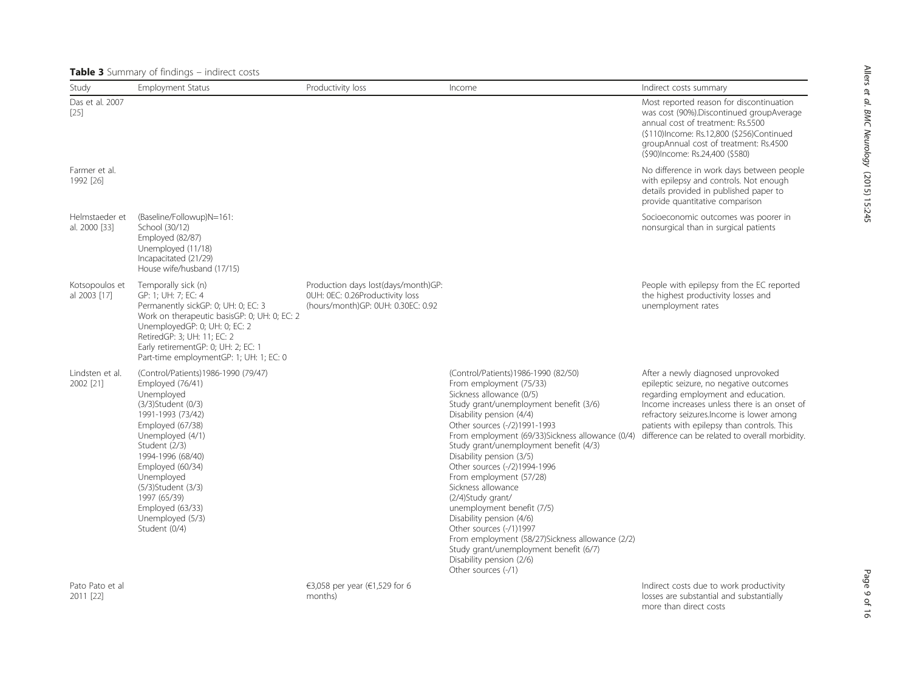**Table 3** Summary of findings – indirect costs

| Study | Employment Status | Productivity loss | Income | Indirect costs summary |
|---|---|---|---|---|
| Das et al. 2007 [25] | | | | Most reported reason for discontinuation was cost (90%).Discontinued groupAverage annual cost of treatment: Rs.5500 ($110)Income: Rs.12,800 ($256)Continued groupAnnual cost of treatment: Rs.4500 ($90)Income: Rs.24,400 ($580) |
| Farmer et al. 1992 [26] | | | | No difference in work days between people with epilepsy and controls. Not enough details provided in published paper to provide quantitative comparison |
| Helmstaeder et al. 2000 [33] | (Baseline/Followup)N=161: School (30/12) Employed (82/87) Unemployed (11/18) Incapacitated (21/29) House wife/husband (17/15) | | | Socioeconomic outcomes was poorer in nonsurgical than in surgical patients |
| Kotsopoulos et al 2003 [17] | Temporally sick (n) GP: 1; UH: 7; EC: 4 Permanently sickGP: 0; UH: 0; EC: 3 Work on therapeutic basisGP: 0; UH: 0; EC: 2 UnemployedGP: 0; UH: 0; EC: 2 RetiredGP: 3; UH: 11; EC: 2 Early retirementGP: 0; UH: 2; EC: 1 Part-time employmentGP: 1; UH: 1; EC: 0 | Production days lost(days/month)GP: 0UH: 0EC: 0.26Productivity loss (hours/month)GP: 0UH: 0.30EC: 0.92 | | People with epilepsy from the EC reported the highest productivity losses and unemployment rates |
| Lindsten et al. 2002 [21] | (Control/Patients)1986-1990 (79/47) Employed (76/41) Unemployed (3/3)Student (0/3) 1991-1993 (73/42) Employed (67/38) Unemployed (4/1) Student (2/3) 1994-1996 (68/40) Employed (60/34) Unemployed (5/3)Student (3/3) 1997 (65/39) Employed (63/33) Unemployed (5/3) Student (0/4) | | (Control/Patients)1986-1990 (82/50) From employment (75/33) Sickness allowance (0/5) Study grant/unemployment benefit (3/6) Disability pension (4/4) Other sources (-/2)1991-1993 From employment (69/33)Sickness allowance (0/4) Study grant/unemployment benefit (4/3) Disability pension (3/5) Other sources (-/2)1994-1996 From employment (57/28) Sickness allowance (2/4)Study grant/ unemployment benefit (7/5) Disability pension (4/6) Other sources (-/1)1997 From employment (58/27)Sickness allowance (2/2) Study grant/unemployment benefit (6/7) Disability pension (2/6) Other sources (-/1) | After a newly diagnosed unprovoked epileptic seizure, no negative outcomes regarding employment and education. Income increases unless there is an onset of refractory seizures.Income is lower among patients with epilepsy than controls. This difference can be related to overall morbidity. |
| Pato Pato et al 2011 [22] | | €3,058 per year (€1,529 for 6 months) | | Indirect costs due to work productivity losses are substantial and substantially more than direct costs |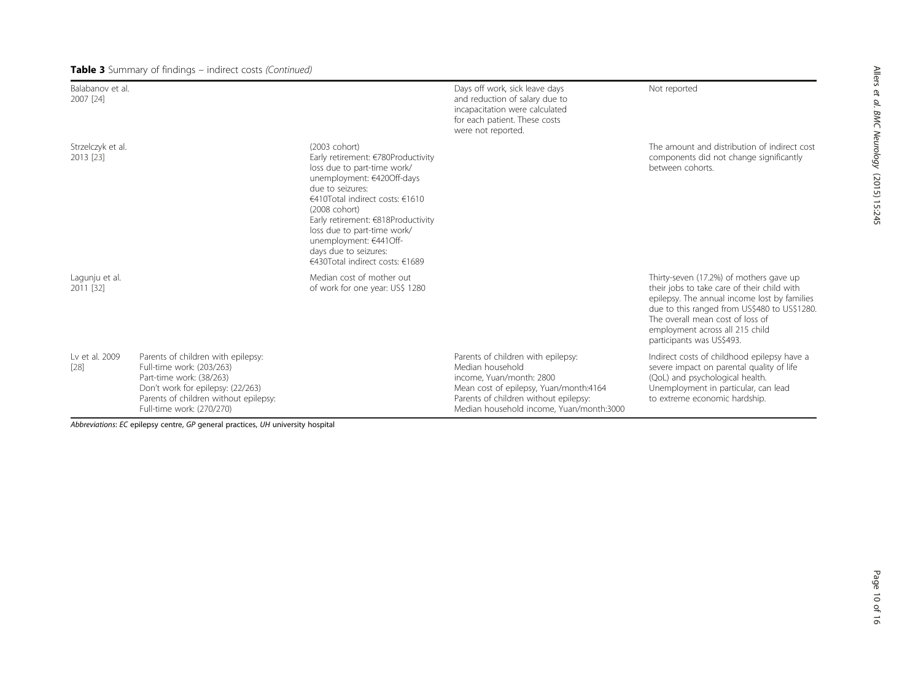**Table 3** Summary of findings – indirect costs *(Continued)*

| | | | | |
|---|---|---|---|---|
| Balabanov et al. 2007 [24] | | | Days off work, sick leave days and reduction of salary due to incapacitation were calculated for each patient. These costs were not reported. | Not reported |
| Strzelczyk et al. 2013 [23] | | (2003 cohort) Early retirement: €780Productivity loss due to part-time work/ unemployment: €420Off-days due to seizures: €410Total indirect costs: €1610 (2008 cohort) Early retirement: €818Productivity loss due to part-time work/ unemployment: €441Off-days due to seizures: €430Total indirect costs: €1689 | | The amount and distribution of indirect cost components did not change significantly between cohorts. |
| Lagunju et al. 2011 [32] | | Median cost of mother out of work for one year: US$ 1280 | | Thirty-seven (17.2%) of mothers gave up their jobs to take care of their child with epilepsy. The annual income lost by families due to this ranged from US$480 to US$1280. The overall mean cost of loss of employment across all 215 child participants was US$493. |
| Lv et al. 2009 [28] | Parents of children with epilepsy: Full-time work: (203/263) Part-time work: (38/263) Don't work for epilepsy: (22/263) Parents of children without epilepsy: Full-time work: (270/270) | | Parents of children with epilepsy: Median household income, Yuan/month: 2800 Mean cost of epilepsy, Yuan/month:4164 Parents of children without epilepsy: Median household income, Yuan/month:3000 | Indirect costs of childhood epilepsy have a severe impact on parental quality of life (QoL) and psychological health. Unemployment in particular, can lead to extreme economic hardship. |

*Abbreviations*: *EC* epilepsy centre, *GP* general practices, *UH* university hospital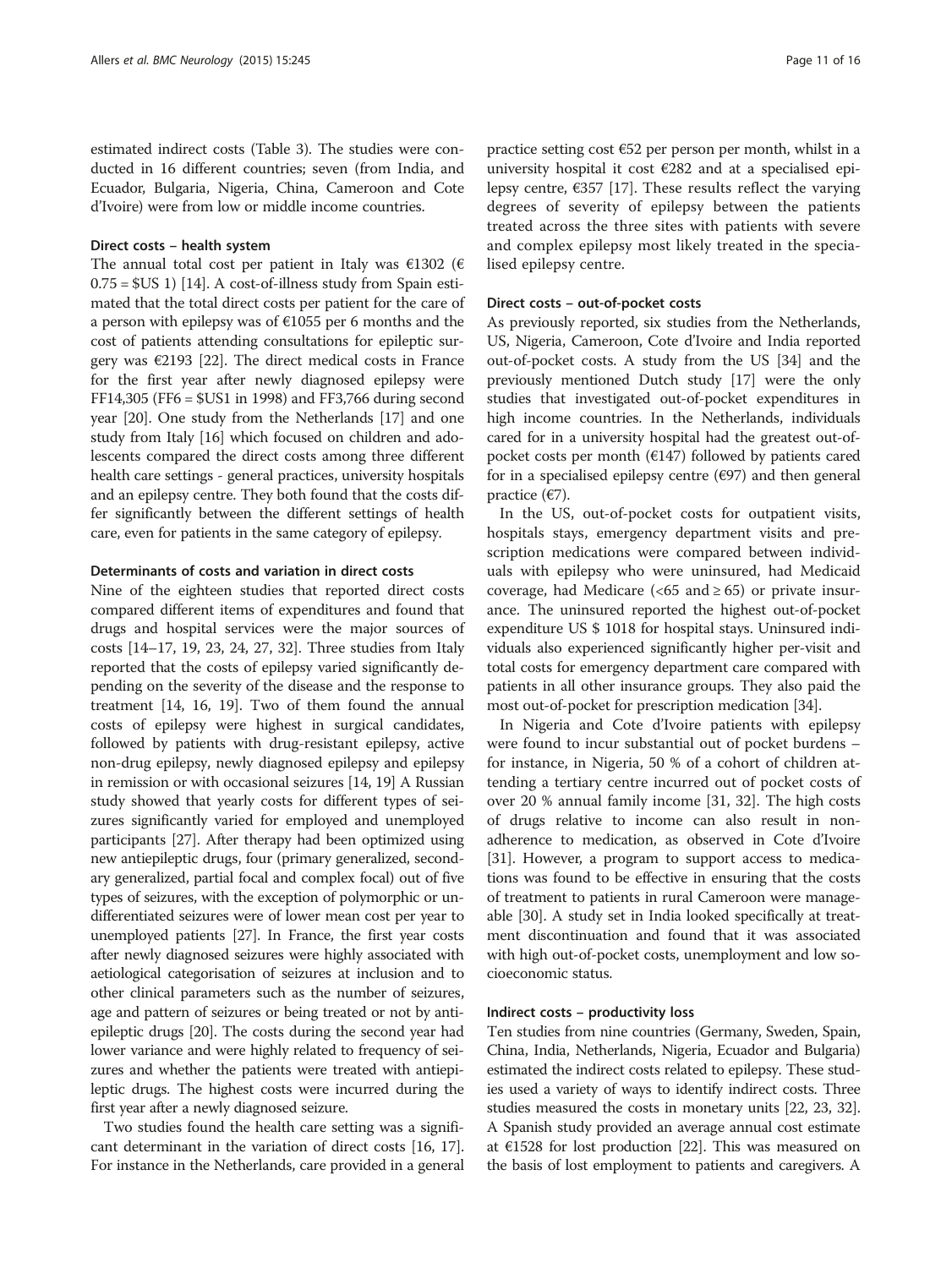estimated indirect costs (Table 3). The studies were conducted in 16 different countries; seven (from India, and Ecuador, Bulgaria, Nigeria, China, Cameroon and Cote d'Ivoire) were from low or middle income countries.

### Direct costs – health system

The annual total cost per patient in Italy was €1302 (€ 0.75 = $US 1) [14]. A cost-of-illness study from Spain estimated that the total direct costs per patient for the care of a person with epilepsy was of €1055 per 6 months and the cost of patients attending consultations for epileptic surgery was €2193 [22]. The direct medical costs in France for the first year after newly diagnosed epilepsy were FF14,305 (FF6 = $US1 in 1998) and FF3,766 during second year [20]. One study from the Netherlands [17] and one study from Italy [16] which focused on children and adolescents compared the direct costs among three different health care settings - general practices, university hospitals and an epilepsy centre. They both found that the costs differ significantly between the different settings of health care, even for patients in the same category of epilepsy.

### Determinants of costs and variation in direct costs

Nine of the eighteen studies that reported direct costs compared different items of expenditures and found that drugs and hospital services were the major sources of costs [14–17, 19, 23, 24, 27, 32]. Three studies from Italy reported that the costs of epilepsy varied significantly depending on the severity of the disease and the response to treatment [14, 16, 19]. Two of them found the annual costs of epilepsy were highest in surgical candidates, followed by patients with drug-resistant epilepsy, active non-drug epilepsy, newly diagnosed epilepsy and epilepsy in remission or with occasional seizures [14, 19] A Russian study showed that yearly costs for different types of seizures significantly varied for employed and unemployed participants [27]. After therapy had been optimized using new antiepileptic drugs, four (primary generalized, secondary generalized, partial focal and complex focal) out of five types of seizures, with the exception of polymorphic or undifferentiated seizures were of lower mean cost per year to unemployed patients [27]. In France, the first year costs after newly diagnosed seizures were highly associated with aetiological categorisation of seizures at inclusion and to other clinical parameters such as the number of seizures, age and pattern of seizures or being treated or not by antiepileptic drugs [20]. The costs during the second year had lower variance and were highly related to frequency of seizures and whether the patients were treated with antiepileptic drugs. The highest costs were incurred during the first year after a newly diagnosed seizure.

Two studies found the health care setting was a significant determinant in the variation of direct costs [16, 17]. For instance in the Netherlands, care provided in a general practice setting cost €52 per person per month, whilst in a university hospital it cost €282 and at a specialised epilepsy centre, €357 [17]. These results reflect the varying degrees of severity of epilepsy between the patients treated across the three sites with patients with severe and complex epilepsy most likely treated in the specialised epilepsy centre.

### Direct costs – out-of-pocket costs

As previously reported, six studies from the Netherlands, US, Nigeria, Cameroon, Cote d'Ivoire and India reported out-of-pocket costs. A study from the US [34] and the previously mentioned Dutch study [17] were the only studies that investigated out-of-pocket expenditures in high income countries. In the Netherlands, individuals cared for in a university hospital had the greatest out-of-pocket costs per month (€147) followed by patients cared for in a specialised epilepsy centre (€97) and then general practice (€7).

In the US, out-of-pocket costs for outpatient visits, hospitals stays, emergency department visits and prescription medications were compared between individuals with epilepsy who were uninsured, had Medicaid coverage, had Medicare (<65 and ≥ 65) or private insurance. The uninsured reported the highest out-of-pocket expenditure US $ 1018 for hospital stays. Uninsured individuals also experienced significantly higher per-visit and total costs for emergency department care compared with patients in all other insurance groups. They also paid the most out-of-pocket for prescription medication [34].

In Nigeria and Cote d'Ivoire patients with epilepsy were found to incur substantial out of pocket burdens – for instance, in Nigeria, 50 % of a cohort of children attending a tertiary centre incurred out of pocket costs of over 20 % annual family income [31, 32]. The high costs of drugs relative to income can also result in non-adherence to medication, as observed in Cote d'Ivoire [31]. However, a program to support access to medications was found to be effective in ensuring that the costs of treatment to patients in rural Cameroon were manageable [30]. A study set in India looked specifically at treatment discontinuation and found that it was associated with high out-of-pocket costs, unemployment and low socioeconomic status.

### Indirect costs – productivity loss

Ten studies from nine countries (Germany, Sweden, Spain, China, India, Netherlands, Nigeria, Ecuador and Bulgaria) estimated the indirect costs related to epilepsy. These studies used a variety of ways to identify indirect costs. Three studies measured the costs in monetary units [22, 23, 32]. A Spanish study provided an average annual cost estimate at €1528 for lost production [22]. This was measured on the basis of lost employment to patients and caregivers. A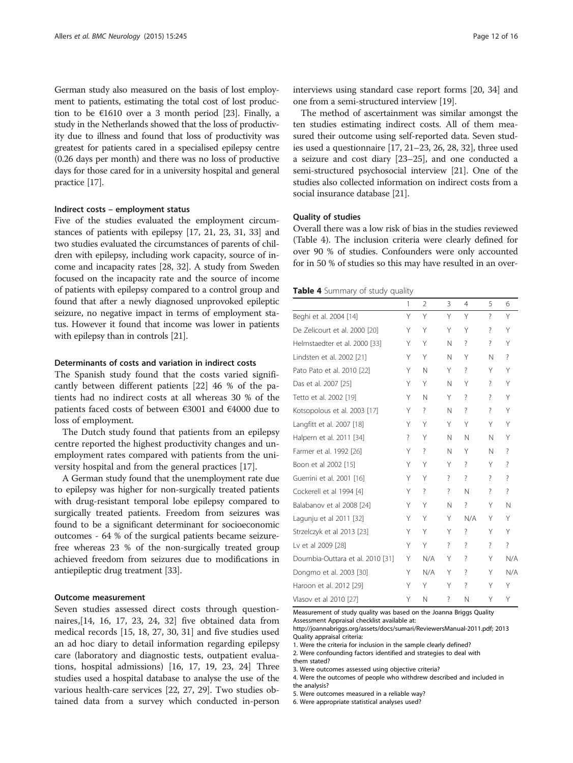German study also measured on the basis of lost employment to patients, estimating the total cost of lost production to be €1610 over a 3 month period [23]. Finally, a study in the Netherlands showed that the loss of productivity due to illness and found that loss of productivity was greatest for patients cared in a specialised epilepsy centre (0.26 days per month) and there was no loss of productive days for those cared for in a university hospital and general practice [17].

#### Indirect costs – employment status

Five of the studies evaluated the employment circumstances of patients with epilepsy [17, 21, 23, 31, 33] and two studies evaluated the circumstances of parents of children with epilepsy, including work capacity, source of income and incapacity rates [28, 32]. A study from Sweden focused on the incapacity rate and the source of income of patients with epilepsy compared to a control group and found that after a newly diagnosed unprovoked epileptic seizure, no negative impact in terms of employment status. However it found that income was lower in patients with epilepsy than in controls [21].

#### Determinants of costs and variation in indirect costs

The Spanish study found that the costs varied significantly between different patients [22] 46 % of the patients had no indirect costs at all whereas 30 % of the patients faced costs of between €3001 and €4000 due to loss of employment.

The Dutch study found that patients from an epilepsy centre reported the highest productivity changes and unemployment rates compared with patients from the university hospital and from the general practices [17].

A German study found that the unemployment rate due to epilepsy was higher for non-surgically treated patients with drug-resistant temporal lobe epilepsy compared to surgically treated patients. Freedom from seizures was found to be a significant determinant for socioeconomic outcomes - 64 % of the surgical patients became seizure-free whereas 23 % of the non-surgically treated group achieved freedom from seizures due to modifications in antiepileptic drug treatment [33].

#### Outcome measurement

Seven studies assessed direct costs through questionnaires,[14, 16, 17, 23, 24, 32] five obtained data from medical records [15, 18, 27, 30, 31] and five studies used an ad hoc diary to detail information regarding epilepsy care (laboratory and diagnostic tests, outpatient evaluations, hospital admissions) [16, 17, 19, 23, 24] Three studies used a hospital database to analyse the use of the various health-care services [22, 27, 29]. Two studies obtained data from a survey which conducted in-person interviews using standard case report forms [20, 34] and one from a semi-structured interview [19].

The method of ascertainment was similar amongst the ten studies estimating indirect costs. All of them measured their outcome using self-reported data. Seven studies used a questionnaire [17, 21–23, 26, 28, 32], three used a seizure and cost diary [23–25], and one conducted a semi-structured psychosocial interview [21]. One of the studies also collected information on indirect costs from a social insurance database [21].

#### Quality of studies

Overall there was a low risk of bias in the studies reviewed (Table 4). The inclusion criteria were clearly defined for over 90 % of studies. Confounders were only accounted for in 50 % of studies so this may have resulted in an over-

**Table 4** Summary of study quality

| | 1 | 2 | 3 | 4 | 5 | 6 |
|---|---|---|---|---|---|---|
| Beghi et al. 2004 [14] | Y | Y | Y | Y | ? | Y |
| De Zelicourt et al. 2000 [20] | Y | Y | Y | Y | ? | Y |
| Helmstaedter et al. 2000 [33] | Y | Y | N | ? | ? | Y |
| Lindsten et al. 2002 [21] | Y | Y | N | Y | N | ? |
| Pato Pato et al. 2010 [22] | Y | N | Y | ? | Y | Y |
| Das et al. 2007 [25] | Y | Y | N | Y | ? | Y |
| Tetto et al. 2002 [19] | Y | N | Y | ? | ? | Y |
| Kotsopolous et al. 2003 [17] | Y | ? | N | ? | ? | Y |
| Langfitt et al. 2007 [18] | Y | Y | Y | Y | Y | Y |
| Halpern et al. 2011 [34] | ? | Y | N | N | N | Y |
| Farmer et al. 1992 [26] | Y | ? | N | Y | N | ? |
| Boon et al 2002 [15] | Y | Y | Y | ? | Y | ? |
| Guerrini et al. 2001 [16] | Y | Y | ? | ? | ? | ? |
| Cockerell et al 1994 [4] | Y | ? | ? | N | ? | ? |
| Balabanov et al 2008 [24] | Y | Y | N | ? | Y | N |
| Lagunju et al 2011 [32] | Y | Y | Y | N/A | Y | Y |
| Strzelczyk et al 2013 [23] | Y | Y | Y | ? | Y | Y |
| Lv et al 2009 [28] | Y | Y | ? | ? | ? | ? |
| Doumbia-Outtara et al. 2010 [31] | Y | N/A | Y | ? | Y | N/A |
| Dongmo et al. 2003 [30] | Y | N/A | Y | ? | Y | N/A |
| Haroon et al. 2012 [29] | Y | Y | Y | ? | Y | Y |
| Vlasov et al 2010 [27] | Y | N | ? | N | Y | Y |

Measurement of study quality was based on the Joanna Briggs Quality Assessment Appraisal checklist available at: http://joannabriggs.org/assets/docs/sumari/ReviewersManual-2011.pdf; 2013

Quality appraisal criteria:

1. Were the criteria for inclusion in the sample clearly defined?
2. Were confounding factors identified and strategies to deal with them stated?
3. Were outcomes assessed using objective criteria?
4. Were the outcomes of people who withdrew described and included in the analysis?
5. Were outcomes measured in a reliable way?
6. Were appropriate statistical analyses used?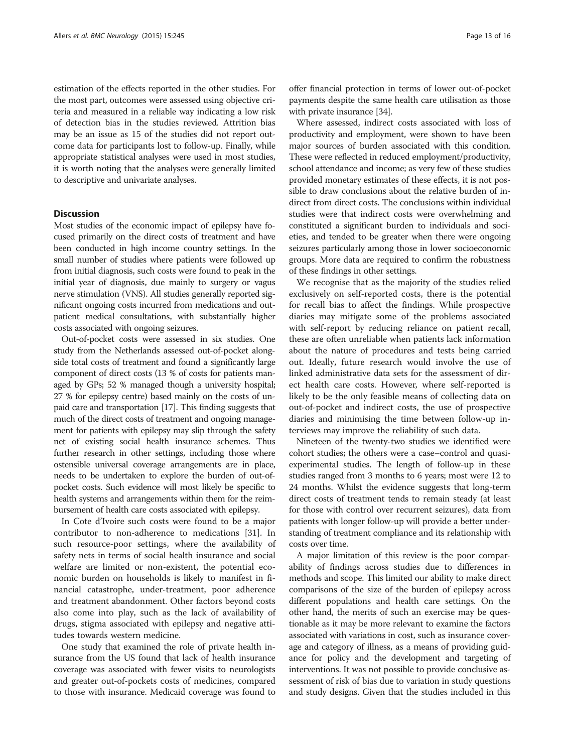estimation of the effects reported in the other studies. For the most part, outcomes were assessed using objective criteria and measured in a reliable way indicating a low risk of detection bias in the studies reviewed. Attrition bias may be an issue as 15 of the studies did not report outcome data for participants lost to follow-up. Finally, while appropriate statistical analyses were used in most studies, it is worth noting that the analyses were generally limited to descriptive and univariate analyses.

## Discussion

Most studies of the economic impact of epilepsy have focused primarily on the direct costs of treatment and have been conducted in high income country settings. In the small number of studies where patients were followed up from initial diagnosis, such costs were found to peak in the initial year of diagnosis, due mainly to surgery or vagus nerve stimulation (VNS). All studies generally reported significant ongoing costs incurred from medications and outpatient medical consultations, with substantially higher costs associated with ongoing seizures.

Out-of-pocket costs were assessed in six studies. One study from the Netherlands assessed out-of-pocket alongside total costs of treatment and found a significantly large component of direct costs (13 % of costs for patients managed by GPs; 52 % managed though a university hospital; 27 % for epilepsy centre) based mainly on the costs of unpaid care and transportation [17]. This finding suggests that much of the direct costs of treatment and ongoing management for patients with epilepsy may slip through the safety net of existing social health insurance schemes. Thus further research in other settings, including those where ostensible universal coverage arrangements are in place, needs to be undertaken to explore the burden of out-of-pocket costs. Such evidence will most likely be specific to health systems and arrangements within them for the reimbursement of health care costs associated with epilepsy.

In Cote d'Ivoire such costs were found to be a major contributor to non-adherence to medications [31]. In such resource-poor settings, where the availability of safety nets in terms of social health insurance and social welfare are limited or non-existent, the potential economic burden on households is likely to manifest in financial catastrophe, under-treatment, poor adherence and treatment abandonment. Other factors beyond costs also come into play, such as the lack of availability of drugs, stigma associated with epilepsy and negative attitudes towards western medicine.

One study that examined the role of private health insurance from the US found that lack of health insurance coverage was associated with fewer visits to neurologists and greater out-of-pockets costs of medicines, compared to those with insurance. Medicaid coverage was found to offer financial protection in terms of lower out-of-pocket payments despite the same health care utilisation as those with private insurance [34].

Where assessed, indirect costs associated with loss of productivity and employment, were shown to have been major sources of burden associated with this condition. These were reflected in reduced employment/productivity, school attendance and income; as very few of these studies provided monetary estimates of these effects, it is not possible to draw conclusions about the relative burden of indirect from direct costs. The conclusions within individual studies were that indirect costs were overwhelming and constituted a significant burden to individuals and societies, and tended to be greater when there were ongoing seizures particularly among those in lower socioeconomic groups. More data are required to confirm the robustness of these findings in other settings.

We recognise that as the majority of the studies relied exclusively on self-reported costs, there is the potential for recall bias to affect the findings. While prospective diaries may mitigate some of the problems associated with self-report by reducing reliance on patient recall, these are often unreliable when patients lack information about the nature of procedures and tests being carried out. Ideally, future research would involve the use of linked administrative data sets for the assessment of direct health care costs. However, where self-reported is likely to be the only feasible means of collecting data on out-of-pocket and indirect costs, the use of prospective diaries and minimising the time between follow-up interviews may improve the reliability of such data.

Nineteen of the twenty-two studies we identified were cohort studies; the others were a case–control and quasi-experimental studies. The length of follow-up in these studies ranged from 3 months to 6 years; most were 12 to 24 months. Whilst the evidence suggests that long-term direct costs of treatment tends to remain steady (at least for those with control over recurrent seizures), data from patients with longer follow-up will provide a better understanding of treatment compliance and its relationship with costs over time.

A major limitation of this review is the poor comparability of findings across studies due to differences in methods and scope. This limited our ability to make direct comparisons of the size of the burden of epilepsy across different populations and health care settings. On the other hand, the merits of such an exercise may be questionable as it may be more relevant to examine the factors associated with variations in cost, such as insurance coverage and category of illness, as a means of providing guidance for policy and the development and targeting of interventions. It was not possible to provide conclusive assessment of risk of bias due to variation in study questions and study designs. Given that the studies included in this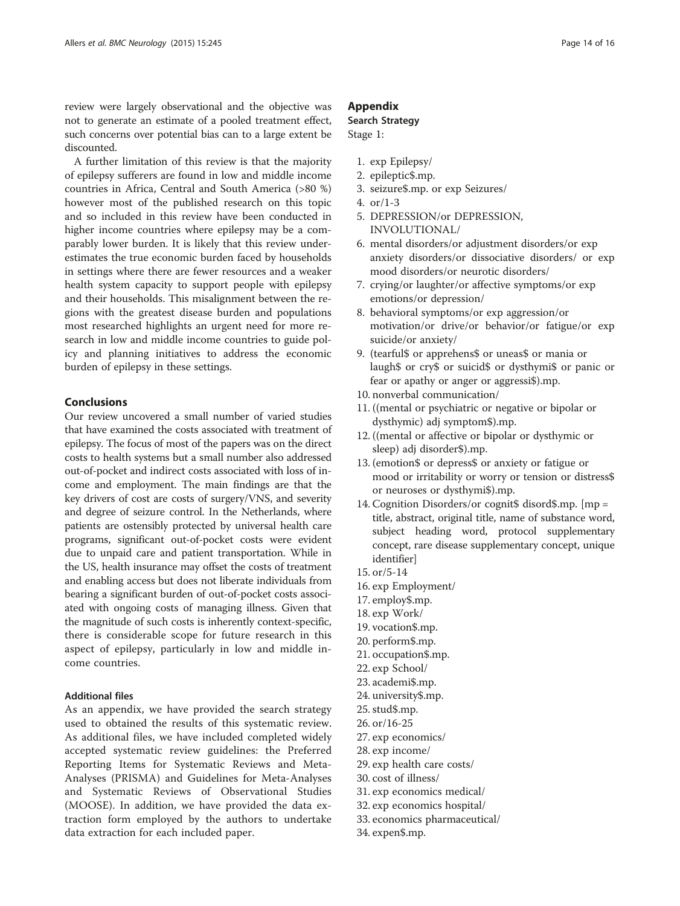review were largely observational and the objective was not to generate an estimate of a pooled treatment effect, such concerns over potential bias can to a large extent be discounted.

A further limitation of this review is that the majority of epilepsy sufferers are found in low and middle income countries in Africa, Central and South America (>80 %) however most of the published research on this topic and so included in this review have been conducted in higher income countries where epilepsy may be a comparably lower burden. It is likely that this review underestimates the true economic burden faced by households in settings where there are fewer resources and a weaker health system capacity to support people with epilepsy and their households. This misalignment between the regions with the greatest disease burden and populations most researched highlights an urgent need for more research in low and middle income countries to guide policy and planning initiatives to address the economic burden of epilepsy in these settings.

## Conclusions

Our review uncovered a small number of varied studies that have examined the costs associated with treatment of epilepsy. The focus of most of the papers was on the direct costs to health systems but a small number also addressed out-of-pocket and indirect costs associated with loss of income and employment. The main findings are that the key drivers of cost are costs of surgery/VNS, and severity and degree of seizure control. In the Netherlands, where patients are ostensibly protected by universal health care programs, significant out-of-pocket costs were evident due to unpaid care and patient transportation. While in the US, health insurance may offset the costs of treatment and enabling access but does not liberate individuals from bearing a significant burden of out-of-pocket costs associated with ongoing costs of managing illness. Given that the magnitude of such costs is inherently context-specific, there is considerable scope for future research in this aspect of epilepsy, particularly in low and middle income countries.

### Additional files

As an appendix, we have provided the search strategy used to obtained the results of this systematic review. As additional files, we have included completed widely accepted systematic review guidelines: the Preferred Reporting Items for Systematic Reviews and Meta-Analyses (PRISMA) and Guidelines for Meta-Analyses and Systematic Reviews of Observational Studies (MOOSE). In addition, we have provided the data extraction form employed by the authors to undertake data extraction for each included paper.

## Appendix

### Search Strategy

Stage 1:

1. exp Epilepsy/
2. epileptic$.mp.
3. seizure$.mp. or exp Seizures/
4. or/1-3
5. DEPRESSION/or DEPRESSION, INVOLUTIONAL/
6. mental disorders/or adjustment disorders/or exp anxiety disorders/or dissociative disorders/ or exp mood disorders/or neurotic disorders/
7. crying/or laughter/or affective symptoms/or exp emotions/or depression/
8. behavioral symptoms/or exp aggression/or motivation/or drive/or behavior/or fatigue/or exp suicide/or anxiety/
9. (tearful$ or apprehens$ or uneas$ or mania or laugh$ or cry$ or suicid$ or dysthymi$ or panic or fear or apathy or anger or aggressi$).mp.
10. nonverbal communication/
11. ((mental or psychiatric or negative or bipolar or dysthymic) adj symptom$).mp.
12. ((mental or affective or bipolar or dysthymic or sleep) adj disorder$).mp.
13. (emotion$ or depress$ or anxiety or fatigue or mood or irritability or worry or tension or distress$ or neuroses or dysthymi$).mp.
14. Cognition Disorders/or cognit$ disord$.mp. [mp = title, abstract, original title, name of substance word, subject heading word, protocol supplementary concept, rare disease supplementary concept, unique identifier]
15. or/5-14
16. exp Employment/
17. employ$.mp.
18. exp Work/
19. vocation$.mp.
20. perform$.mp.
21. occupation$.mp.
22. exp School/
23. academi$.mp.
24. university$.mp.
25. stud$.mp.
26. or/16-25
27. exp economics/
28. exp income/
29. exp health care costs/
30. cost of illness/
31. exp economics medical/
32. exp economics hospital/
33. economics pharmaceutical/
34. expen$.mp.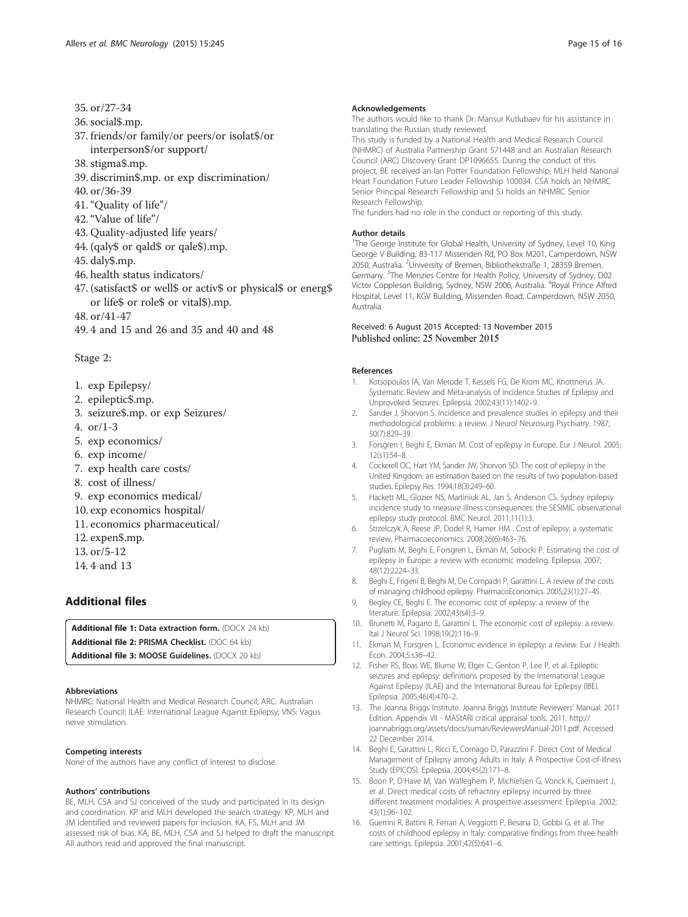35. or/27-34
36. social$.mp.
37. friends/or family/or peers/or isolat$/or interperson$/or support/
38. stigma$.mp.
39. discrimin$.mp. or exp discrimination/
40. or/36-39
41. "Quality of life"/
42. "Value of life"/
43. Quality-adjusted life years/
44. (qaly$ or qald$ or qale$).mp.
45. daly$.mp.
46. health status indicators/
47. (satisfact$ or well$ or activ$ or physical$ or energ$ or life$ or role$ or vital$).mp.
48. or/41-47
49. 4 and 15 and 26 and 35 and 40 and 48

Stage 2:

1. exp Epilepsy/
2. epileptic$.mp.
3. seizure$.mp. or exp Seizures/
4. or/1-3
5. exp economics/
6. exp income/
7. exp health care costs/
8. cost of illness/
9. exp economics medical/
10. exp economics hospital/
11. economics pharmaceutical/
12. expen$.mp.
13. or/5-12
14. 4 and 13

## Additional files

**Additional file 1: Data extraction form.** (DOCX 24 kb)
**Additional file 2: PRISMA Checklist.** (DOC 64 kb)
**Additional file 3: MOOSE Guidelines.** (DOCX 20 kb)

#### Abbreviations

NHMRC: National Health and Medical Research Council; ARC: Australian Research Council; ILAE: International League Against Epilepsy; VNS: Vagus nerve stimulation.

#### Competing interests

None of the authors have any conflict of interest to disclose.

#### Authors' contributions

BE, MLH, CSA and SJ conceived of the study and participated in its design and coordination. KP and MLH developed the search strategy. KP, MLH and JM identified and reviewed papers for inclusion. KA, FS, MLH and JM assessed risk of bias. KA, BE, MLH, CSA and SJ helped to draft the manuscript. All authors read and approved the final manuscript.

#### Acknowledgements

The authors would like to thank Dr. Mansur Kutlubaev for his assistance in translating the Russian study reviewed.
This study is funded by a National Health and Medical Research Council (NHMRC) of Australia Partnership Grant 571448 and an Australian Research Council (ARC) Discovery Grant DP1096655. During the conduct of this project, BE received an Ian Potter Foundation Fellowship, MLH held National Heart Foundation Future Leader Fellowship 100034. CSA holds an NHMRC Senior Principal Research Fellowship and SJ holds an NHMRC Senior Research Fellowship.
The funders had no role in the conduct or reporting of this study.

#### Author details

[1]The George Institute for Global Health, University of Sydney, Level 10, King George V Building, 83-117 Missenden Rd, PO Box M201, Camperdown, NSW 2050, Australia. [2]University of Bremen, Bibliothekstraße 1, 28359 Bremen, Germany. [3]The Menzies Centre for Health Policy, University of Sydney, D02 Victor Coppleson Building, Sydney, NSW 2006, Australia. [4]Royal Prince Alfred Hospital, Level 11, KGV Building, Missenden Road, Camperdown, NSW 2050, Australia.

Received: 6 August 2015 Accepted: 13 November 2015
Published online: 25 November 2015

#### References

1. Kotsopoulos IA, Van Merode T, Kessels FG, De Krom MC, Knottnerus JA. Systematic Review and Meta-analysis of Incidence Studies of Epilepsy and Unprovoked Seizures. Epilepsia. 2002;43(11):1402–9.
2. Sander J, Shorvon S. Incidence and prevalence studies in epilepsy and their methodological problems: a review. J Neurol Neurosurg Psychiatry. 1987; 50(7):829–39.
3. Forsgren l, Beghi E, Ekman M. Cost of epilepsy in Europe. Eur J Neurol. 2005; 12(s1):54–8.
4. Cockerell OC, Hart YM, Sander JW, Shorvon SD. The cost of epilepsy in the United Kingdom: an estimation based on the results of two population-based studies. Epilepsy Res. 1994;18(3):249–60.
5. Hackett ML, Glozier NS, Martiniuk AL, Jan S, Anderson CS. Sydney epilepsy incidence study to measure illness consequences: the SESIMIC observational epilepsy study protocol. BMC Neurol. 2011;11(1):3.
6. Strzelczyk A, Reese JP, Dodel R, Hamer HM . Cost of epilepsy: a systematic review. Pharmacoeconomics. 2008;26(6):463–76.
7. Pugliatti M, Beghi E, Forsgren L, Ekman M, Sobocki P. Estimating the cost of epilepsy in Europe: a review with economic modeling. Epilepsia. 2007; 48(12):2224–33.
8. Beghi E, Frigeni B, Beghi M, De Compadri P, Garattini L. A review of the costs of managing childhood epilepsy. PharmacoEconomics. 2005;23(1):27–45.
9. Begley CE, Beghi E. The economic cost of epilepsy: a review of the literature. Epilepsia. 2002;43(s4):3–9.
10. Brunetti M, Pagano E, Garattini L. The economic cost of epilepsy: a review. Ital J Neurol Sci. 1998;19(2):116–9.
11. Ekman M, Forsgren L. Economic evidence in epilepsy: a review. Eur J Health Econ. 2004;5:s36–42.
12. Fisher RS, Boas WE, Blume W, Elger C, Genton P, Lee P, et al. Epileptic seizures and epilepsy: definitions proposed by the International League Against Epilepsy (ILAE) and the International Bureau for Epilepsy (IBE). Epilepsia. 2005;46(4):470–2.
13. The Joanna Briggs Institute. Joanna Briggs Institute Reviewers' Manual: 2011 Edition. Appendix VII - MAStARI critical appraisal tools. 2011. http://joannabriggs.org/assets/docs/sumari/ReviewersManual-2011.pdf. Accessed 22 December 2014.
14. Beghi E, Garattini L, Ricci E, Cornago D, Parazzini F. Direct Cost of Medical Management of Epilepsy among Adults in Italy: A Prospective Cost-of-Illness Study (EPICOS). Epilepsia. 2004;45(2):171–8.
15. Boon P, D'Have M, Van Walleghem P, Michielsen G, Vonck K, Caemaert J, et al. Direct medical costs of refractory epilepsy incurred by three different treatment modalities: A prospective assessment. Epilepsia. 2002; 43(1):96–102.
16. Guerrini R, Battini R, Ferrari A, Veggiotti P, Besana D, Gobbi G, et al. The costs of childhood epilepsy in Italy: comparative findings from three health care settings. Epilepsia. 2001;42(5):641–6.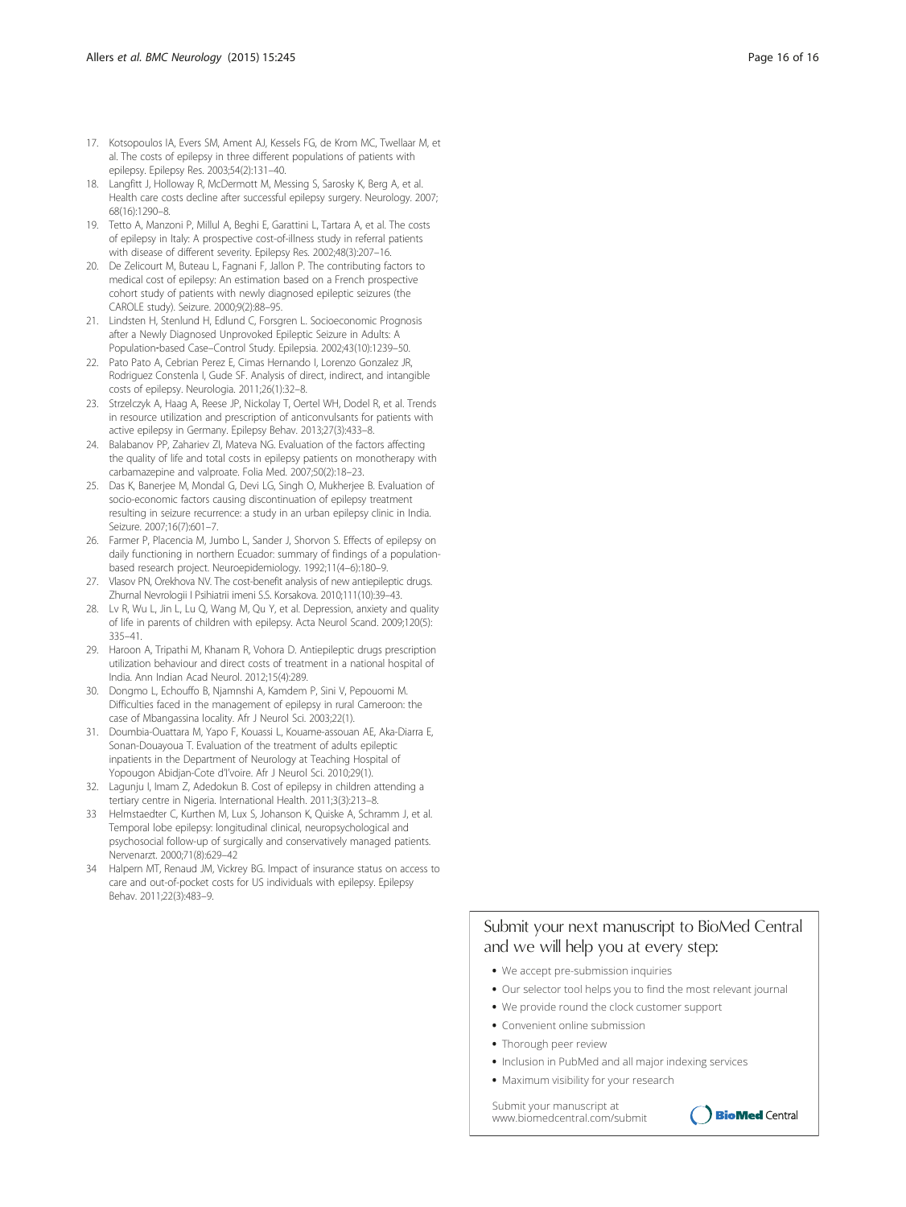17. Kotsopoulos IA, Evers SM, Ament AJ, Kessels FG, de Krom MC, Twellaar M, et al. The costs of epilepsy in three different populations of patients with epilepsy. Epilepsy Res. 2003;54(2):131–40.
18. Langfitt J, Holloway R, McDermott M, Messing S, Sarosky K, Berg A, et al. Health care costs decline after successful epilepsy surgery. Neurology. 2007; 68(16):1290–8.
19. Tetto A, Manzoni P, Millul A, Beghi E, Garattini L, Tartara A, et al. The costs of epilepsy in Italy: A prospective cost-of-illness study in referral patients with disease of different severity. Epilepsy Res. 2002;48(3):207–16.
20. De Zelicourt M, Buteau L, Fagnani F, Jallon P. The contributing factors to medical cost of epilepsy: An estimation based on a French prospective cohort study of patients with newly diagnosed epileptic seizures (the CAROLE study). Seizure. 2000;9(2):88–95.
21. Lindsten H, Stenlund H, Edlund C, Forsgren L. Socioeconomic Prognosis after a Newly Diagnosed Unprovoked Epileptic Seizure in Adults: A Population-based Case–Control Study. Epilepsia. 2002;43(10):1239–50.
22. Pato Pato A, Cebrian Perez E, Cimas Hernando I, Lorenzo Gonzalez JR, Rodriguez Constenla I, Gude SF. Analysis of direct, indirect, and intangible costs of epilepsy. Neurologia. 2011;26(1):32–8.
23. Strzelczyk A, Haag A, Reese JP, Nickolay T, Oertel WH, Dodel R, et al. Trends in resource utilization and prescription of anticonvulsants for patients with active epilepsy in Germany. Epilepsy Behav. 2013;27(3):433–8.
24. Balabanov PP, Zahariev ZI, Mateva NG. Evaluation of the factors affecting the quality of life and total costs in epilepsy patients on monotherapy with carbamazepine and valproate. Folia Med. 2007;50(2):18–23.
25. Das K, Banerjee M, Mondal G, Devi LG, Singh O, Mukherjee B. Evaluation of socio-economic factors causing discontinuation of epilepsy treatment resulting in seizure recurrence: a study in an urban epilepsy clinic in India. Seizure. 2007;16(7):601–7.
26. Farmer P, Placencia M, Jumbo L, Sander J, Shorvon S. Effects of epilepsy on daily functioning in northern Ecuador: summary of findings of a population-based research project. Neuroepidemiology. 1992;11(4–6):180–9.
27. Vlasov PN, Orekhova NV. The cost-benefit analysis of new antiepileptic drugs. Zhurnal Nevrologii I Psihiatrii imeni S.S. Korsakova. 2010;111(10):39–43.
28. Lv R, Wu L, Jin L, Lu Q, Wang M, Qu Y, et al. Depression, anxiety and quality of life in parents of children with epilepsy. Acta Neurol Scand. 2009;120(5): 335–41.
29. Haroon A, Tripathi M, Khanam R, Vohora D. Antiepileptic drugs prescription utilization behaviour and direct costs of treatment in a national hospital of India. Ann Indian Acad Neurol. 2012;15(4):289.
30. Dongmo L, Echouffo B, Njamnshi A, Kamdem P, Sini V, Pepouomi M. Difficulties faced in the management of epilepsy in rural Cameroon: the case of Mbangassina locality. Afr J Neurol Sci. 2003;22(1).
31. Doumbia-Ouattara M, Yapo F, Kouassi L, Kouame-assouan AE, Aka-Diarra E, Sonan-Douayoua T. Evaluation of the treatment of adults epileptic inpatients in the Department of Neurology at Teaching Hospital of Yopougon Abidjan-Cote d'I'voire. Afr J Neurol Sci. 2010;29(1).
32. Lagunju I, Imam Z, Adedokun B. Cost of epilepsy in children attending a tertiary centre in Nigeria. International Health. 2011;3(3):213–8.
33 Helmstaedter C, Kurthen M, Lux S, Johanson K, Quiske A, Schramm J, et al. Temporal lobe epilepsy: longitudinal clinical, neuropsychological and psychosocial follow-up of surgically and conservatively managed patients. Nervenarzt. 2000;71(8):629–42
34 Halpern MT, Renaud JM, Vickrey BG. Impact of insurance status on access to care and out-of-pocket costs for US individuals with epilepsy. Epilepsy Behav. 2011;22(3):483–9.

Submit your next manuscript to BioMed Central and we will help you at every step:

- We accept pre-submission inquiries
- Our selector tool helps you to find the most relevant journal
- We provide round the clock customer support
- Convenient online submission
- Thorough peer review
- Inclusion in PubMed and all major indexing services
- Maximum visibility for your research

Submit your manuscript at
www.biomedcentral.com/submit

BioMed Central